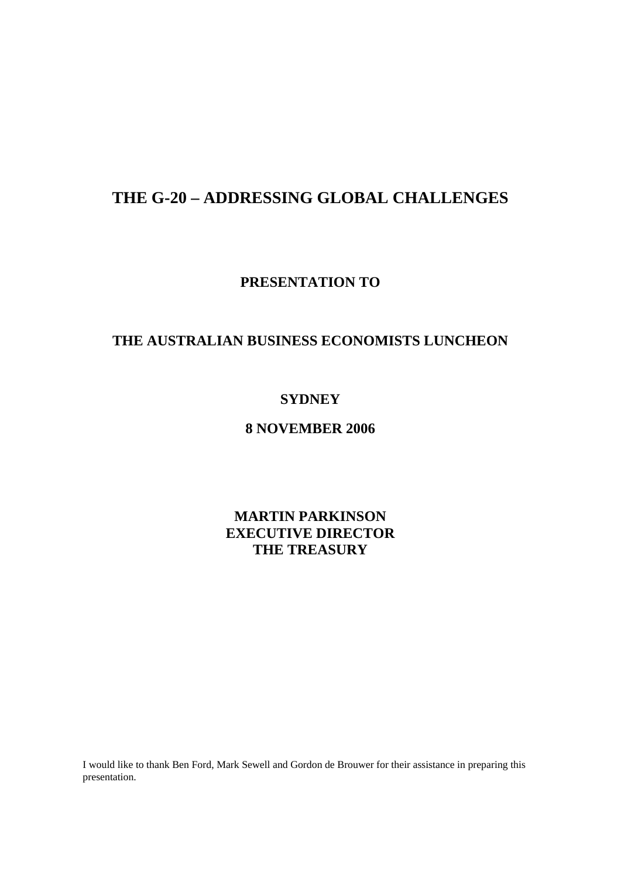# THE G-20 – ADDRESSING GLOBAL CHALLENGES

**PRESENTATION TO**

**THE AUSTRALIAN BUSINESS ECONOMISTS LUNCHEON**

**SYDNEY**

**8 NOVEMBER 2006**

**MARTIN PARKINSON**
**EXECUTIVE DIRECTOR**
**THE TREASURY**

I would like to thank Ben Ford, Mark Sewell and Gordon de Brouwer for their assistance in preparing this presentation.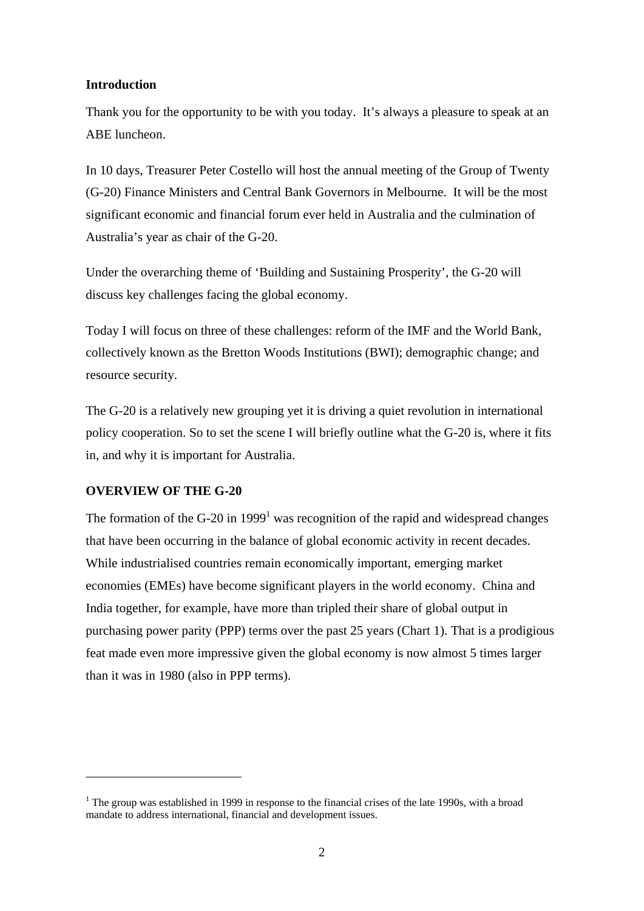## Introduction

Thank you for the opportunity to be with you today. It's always a pleasure to speak at an ABE luncheon.

In 10 days, Treasurer Peter Costello will host the annual meeting of the Group of Twenty (G-20) Finance Ministers and Central Bank Governors in Melbourne. It will be the most significant economic and financial forum ever held in Australia and the culmination of Australia's year as chair of the G-20.

Under the overarching theme of 'Building and Sustaining Prosperity', the G-20 will discuss key challenges facing the global economy.

Today I will focus on three of these challenges: reform of the IMF and the World Bank, collectively known as the Bretton Woods Institutions (BWI); demographic change; and resource security.

The G-20 is a relatively new grouping yet it is driving a quiet revolution in international policy cooperation. So to set the scene I will briefly outline what the G-20 is, where it fits in, and why it is important for Australia.

## OVERVIEW OF THE G-20

The formation of the G-20 in 1999[1] was recognition of the rapid and widespread changes that have been occurring in the balance of global economic activity in recent decades. While industrialised countries remain economically important, emerging market economies (EMEs) have become significant players in the world economy. China and India together, for example, have more than tripled their share of global output in purchasing power parity (PPP) terms over the past 25 years (Chart 1). That is a prodigious feat made even more impressive given the global economy is now almost 5 times larger than it was in 1980 (also in PPP terms).

---

[1] The group was established in 1999 in response to the financial crises of the late 1990s, with a broad mandate to address international, financial and development issues.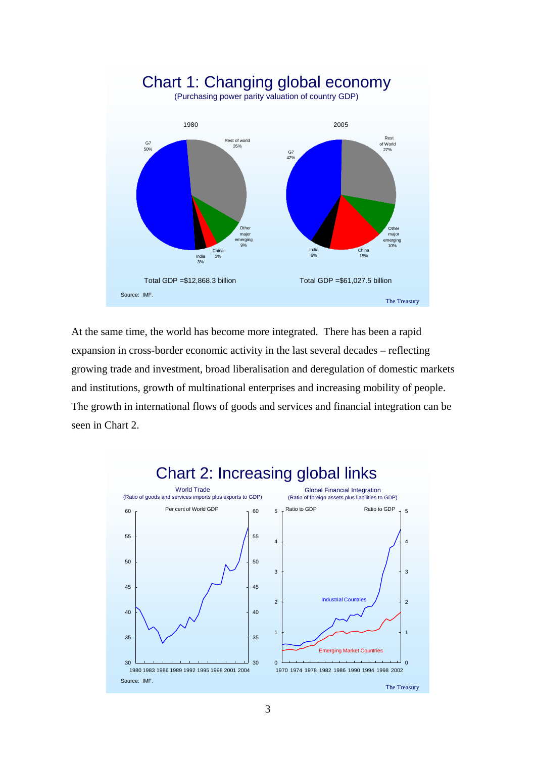## Chart 1: Changing global economy

(Purchasing power parity valuation of country GDP)

| | 1980 | 2005 |
|---|---|---|
| G7 | 50% | 42% |
| Rest of world | 35% | 27% |
| Other major emerging | 9% | 10% |
| China | 3% | 15% |
| India | 3% | 6% |

Total GDP =$12,868.3 billion (1980)

Total GDP =$61,027.5 billion (2005)

Source: IMF.

The Treasury

At the same time, the world has become more integrated. There has been a rapid expansion in cross-border economic activity in the last several decades – reflecting growing trade and investment, broad liberalisation and deregulation of domestic markets and institutions, growth of multinational enterprises and increasing mobility of people. The growth in international flows of goods and services and financial integration can be seen in Chart 2.

## Chart 2: Increasing global links

World Trade (Ratio of goods and services imports plus exports to GDP) — Per cent of World GDP, 1980–2004

Global Financial Integration (Ratio of foreign assets plus liabilities to GDP) — Ratio to GDP, 1970–2002; Industrial Countries, Emerging Market Countries

Source: IMF.

The Treasury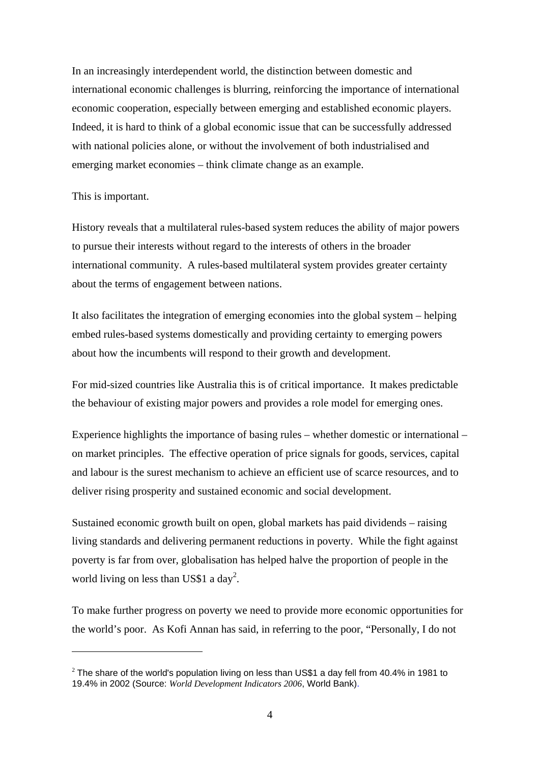In an increasingly interdependent world, the distinction between domestic and international economic challenges is blurring, reinforcing the importance of international economic cooperation, especially between emerging and established economic players. Indeed, it is hard to think of a global economic issue that can be successfully addressed with national policies alone, or without the involvement of both industrialised and emerging market economies – think climate change as an example.

This is important.

History reveals that a multilateral rules-based system reduces the ability of major powers to pursue their interests without regard to the interests of others in the broader international community. A rules-based multilateral system provides greater certainty about the terms of engagement between nations.

It also facilitates the integration of emerging economies into the global system – helping embed rules-based systems domestically and providing certainty to emerging powers about how the incumbents will respond to their growth and development.

For mid-sized countries like Australia this is of critical importance. It makes predictable the behaviour of existing major powers and provides a role model for emerging ones.

Experience highlights the importance of basing rules – whether domestic or international – on market principles. The effective operation of price signals for goods, services, capital and labour is the surest mechanism to achieve an efficient use of scarce resources, and to deliver rising prosperity and sustained economic and social development.

Sustained economic growth built on open, global markets has paid dividends – raising living standards and delivering permanent reductions in poverty. While the fight against poverty is far from over, globalisation has helped halve the proportion of people in the world living on less than US$1 a day[2].

To make further progress on poverty we need to provide more economic opportunities for the world's poor. As Kofi Annan has said, in referring to the poor, "Personally, I do not

---

[2] The share of the world's population living on less than US$1 a day fell from 40.4% in 1981 to 19.4% in 2002 (Source: *World Development Indicators 2006*, World Bank).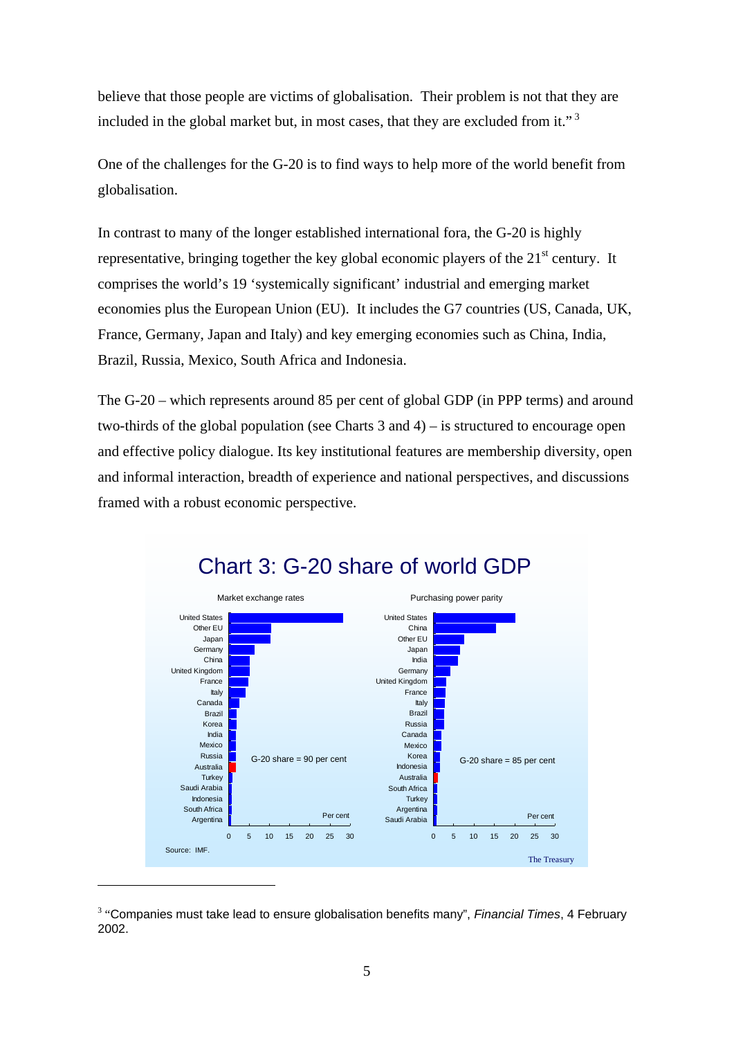believe that those people are victims of globalisation. Their problem is not that they are included in the global market but, in most cases, that they are excluded from it."[3]

One of the challenges for the G-20 is to find ways to help more of the world benefit from globalisation.

In contrast to many of the longer established international fora, the G-20 is highly representative, bringing together the key global economic players of the 21st century. It comprises the world's 19 'systemically significant' industrial and emerging market economies plus the European Union (EU). It includes the G7 countries (US, Canada, UK, France, Germany, Japan and Italy) and key emerging economies such as China, India, Brazil, Russia, Mexico, South Africa and Indonesia.

The G-20 – which represents around 85 per cent of global GDP (in PPP terms) and around two-thirds of the global population (see Charts 3 and 4) – is structured to encourage open and effective policy dialogue. Its key institutional features are membership diversity, open and informal interaction, breadth of experience and national perspectives, and discussions framed with a robust economic perspective.

## Chart 3: G-20 share of world GDP

Market exchange rates: United States, Other EU, Japan, Germany, China, United Kingdom, France, Italy, Canada, Brazil, Korea, India, Mexico, Russia, Australia, Turkey, Saudi Arabia, Indonesia, South Africa, Argentina. G-20 share = 90 per cent. Per cent (0–30)

Purchasing power parity: United States, China, Other EU, Japan, India, Germany, United Kingdom, France, Italy, Brazil, Russia, Canada, Mexico, Korea, Indonesia, Australia, South Africa, Turkey, Argentina, Saudi Arabia. G-20 share = 85 per cent. Per cent (0–30)

Source: IMF.

The Treasury

---

[3] "Companies must take lead to ensure globalisation benefits many", *Financial Times*, 4 February 2002.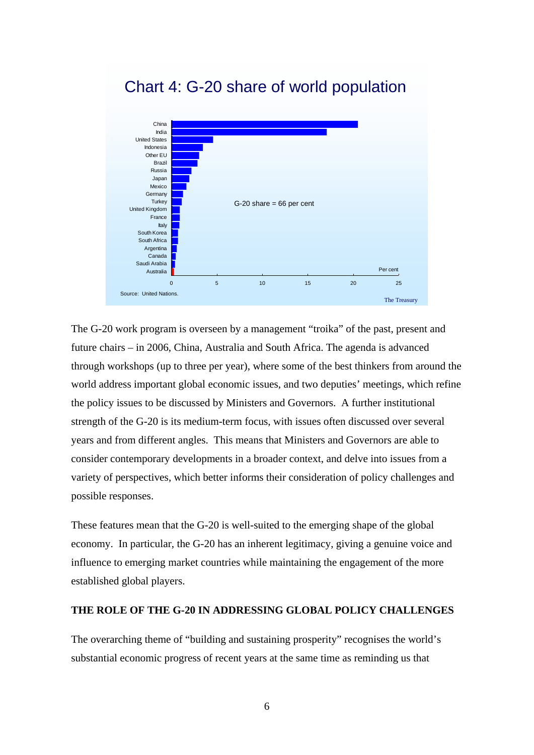Chart 4: G-20 share of world population

| Country | Per cent |
|---|---|
| China | |
| India | |
| United States | |
| Indonesia | |
| Other EU | |
| Brazil | |
| Russia | |
| Japan | |
| Mexico | |
| Germany | |
| Turkey | |
| United Kingdom | |
| France | |
| Italy | |
| South Korea | |
| South Africa | |
| Argentina | |
| Canada | |
| Saudi Arabia | |
| Australia | |

G-20 share = 66 per cent

Source: United Nations.

The Treasury

The G-20 work program is overseen by a management "troika" of the past, present and future chairs – in 2006, China, Australia and South Africa. The agenda is advanced through workshops (up to three per year), where some of the best thinkers from around the world address important global economic issues, and two deputies' meetings, which refine the policy issues to be discussed by Ministers and Governors. A further institutional strength of the G-20 is its medium-term focus, with issues often discussed over several years and from different angles. This means that Ministers and Governors are able to consider contemporary developments in a broader context, and delve into issues from a variety of perspectives, which better informs their consideration of policy challenges and possible responses.

These features mean that the G-20 is well-suited to the emerging shape of the global economy. In particular, the G-20 has an inherent legitimacy, giving a genuine voice and influence to emerging market countries while maintaining the engagement of the more established global players.

## THE ROLE OF THE G-20 IN ADDRESSING GLOBAL POLICY CHALLENGES

The overarching theme of "building and sustaining prosperity" recognises the world's substantial economic progress of recent years at the same time as reminding us that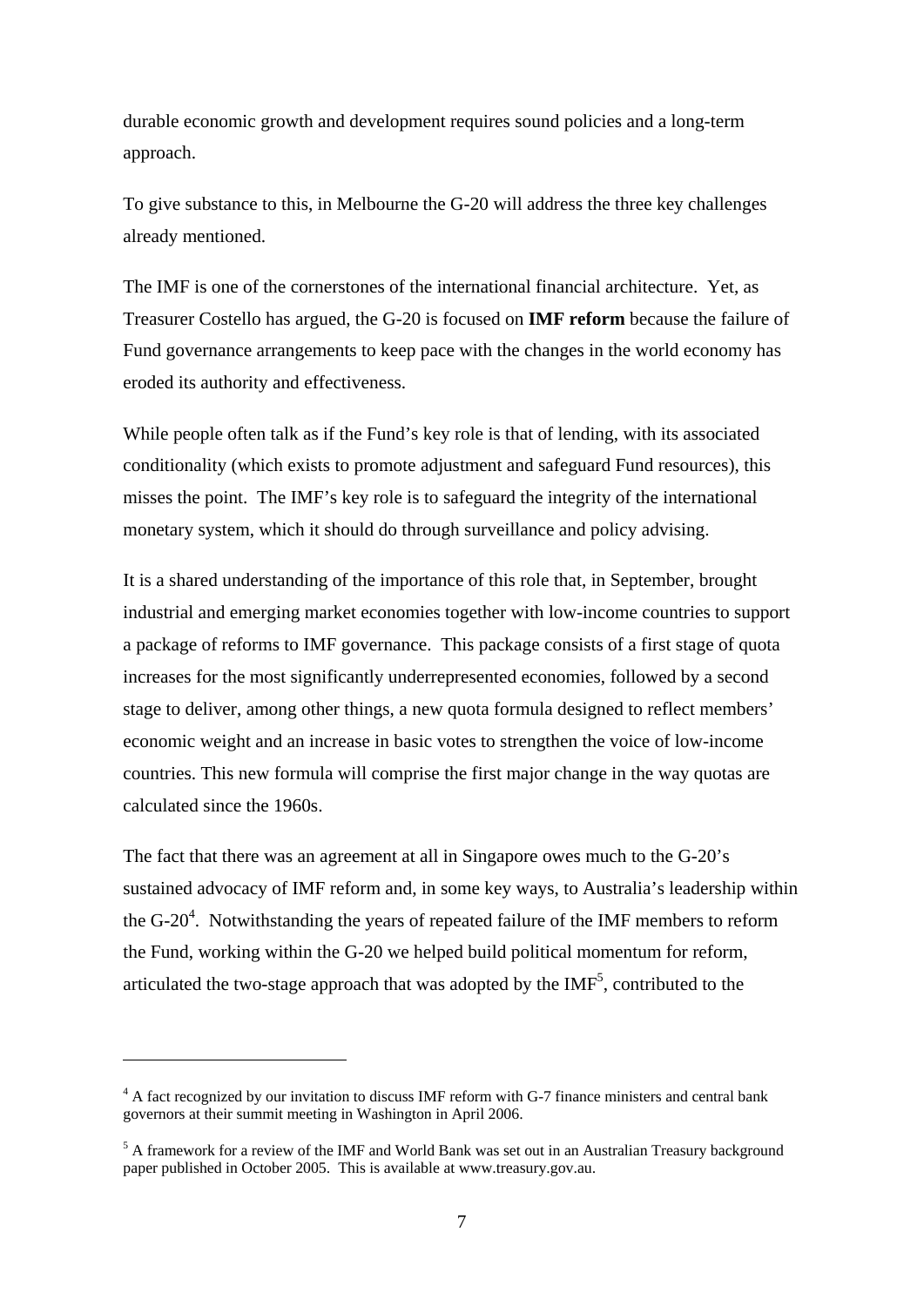durable economic growth and development requires sound policies and a long-term approach.

To give substance to this, in Melbourne the G-20 will address the three key challenges already mentioned.

The IMF is one of the cornerstones of the international financial architecture. Yet, as Treasurer Costello has argued, the G-20 is focused on **IMF reform** because the failure of Fund governance arrangements to keep pace with the changes in the world economy has eroded its authority and effectiveness.

While people often talk as if the Fund's key role is that of lending, with its associated conditionality (which exists to promote adjustment and safeguard Fund resources), this misses the point. The IMF's key role is to safeguard the integrity of the international monetary system, which it should do through surveillance and policy advising.

It is a shared understanding of the importance of this role that, in September, brought industrial and emerging market economies together with low-income countries to support a package of reforms to IMF governance. This package consists of a first stage of quota increases for the most significantly underrepresented economies, followed by a second stage to deliver, among other things, a new quota formula designed to reflect members' economic weight and an increase in basic votes to strengthen the voice of low-income countries. This new formula will comprise the first major change in the way quotas are calculated since the 1960s.

The fact that there was an agreement at all in Singapore owes much to the G-20's sustained advocacy of IMF reform and, in some key ways, to Australia's leadership within the G-20[4]. Notwithstanding the years of repeated failure of the IMF members to reform the Fund, working within the G-20 we helped build political momentum for reform, articulated the two-stage approach that was adopted by the IMF[5], contributed to the

---

[4] A fact recognized by our invitation to discuss IMF reform with G-7 finance ministers and central bank governors at their summit meeting in Washington in April 2006.

[5] A framework for a review of the IMF and World Bank was set out in an Australian Treasury background paper published in October 2005. This is available at www.treasury.gov.au.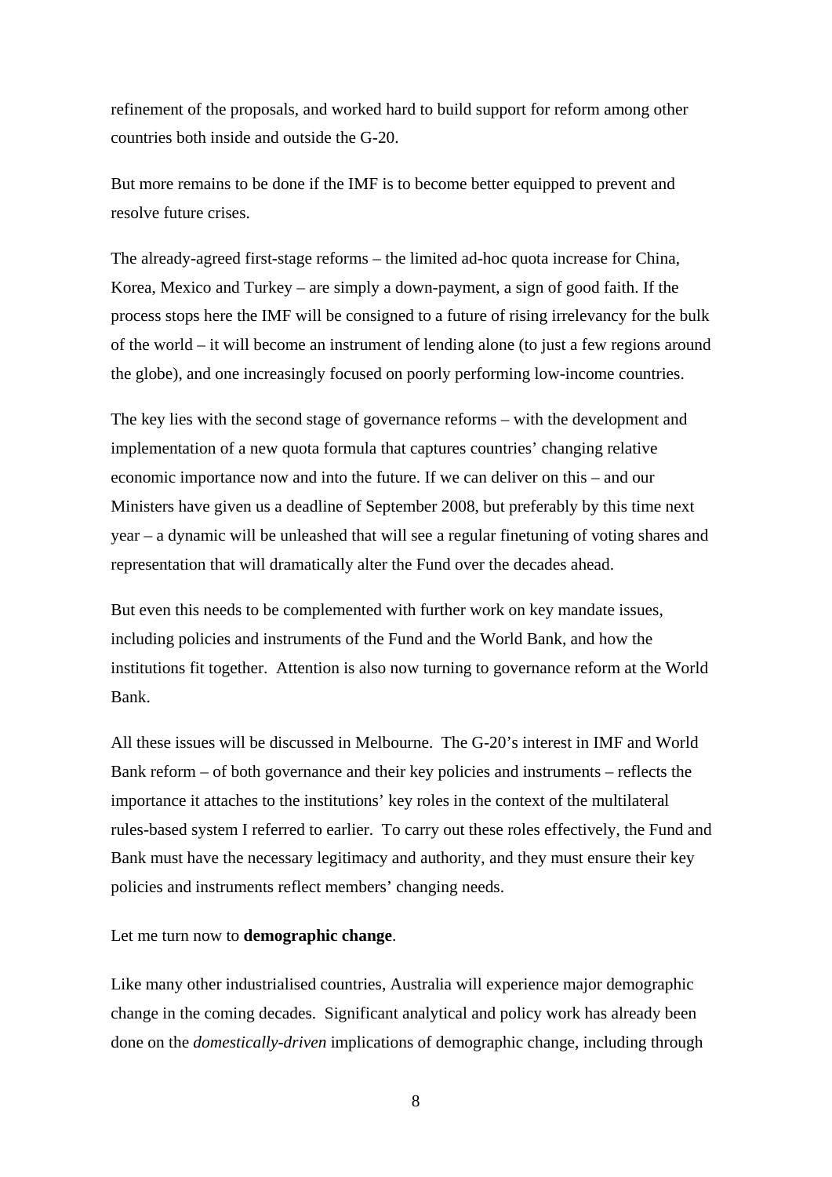refinement of the proposals, and worked hard to build support for reform among other countries both inside and outside the G-20.

But more remains to be done if the IMF is to become better equipped to prevent and resolve future crises.

The already-agreed first-stage reforms – the limited ad-hoc quota increase for China, Korea, Mexico and Turkey – are simply a down-payment, a sign of good faith. If the process stops here the IMF will be consigned to a future of rising irrelevancy for the bulk of the world – it will become an instrument of lending alone (to just a few regions around the globe), and one increasingly focused on poorly performing low-income countries.

The key lies with the second stage of governance reforms – with the development and implementation of a new quota formula that captures countries' changing relative economic importance now and into the future. If we can deliver on this – and our Ministers have given us a deadline of September 2008, but preferably by this time next year – a dynamic will be unleashed that will see a regular finetuning of voting shares and representation that will dramatically alter the Fund over the decades ahead.

But even this needs to be complemented with further work on key mandate issues, including policies and instruments of the Fund and the World Bank, and how the institutions fit together. Attention is also now turning to governance reform at the World Bank.

All these issues will be discussed in Melbourne. The G-20's interest in IMF and World Bank reform – of both governance and their key policies and instruments – reflects the importance it attaches to the institutions' key roles in the context of the multilateral rules-based system I referred to earlier. To carry out these roles effectively, the Fund and Bank must have the necessary legitimacy and authority, and they must ensure their key policies and instruments reflect members' changing needs.

Let me turn now to **demographic change**.

Like many other industrialised countries, Australia will experience major demographic change in the coming decades. Significant analytical and policy work has already been done on the *domestically-driven* implications of demographic change, including through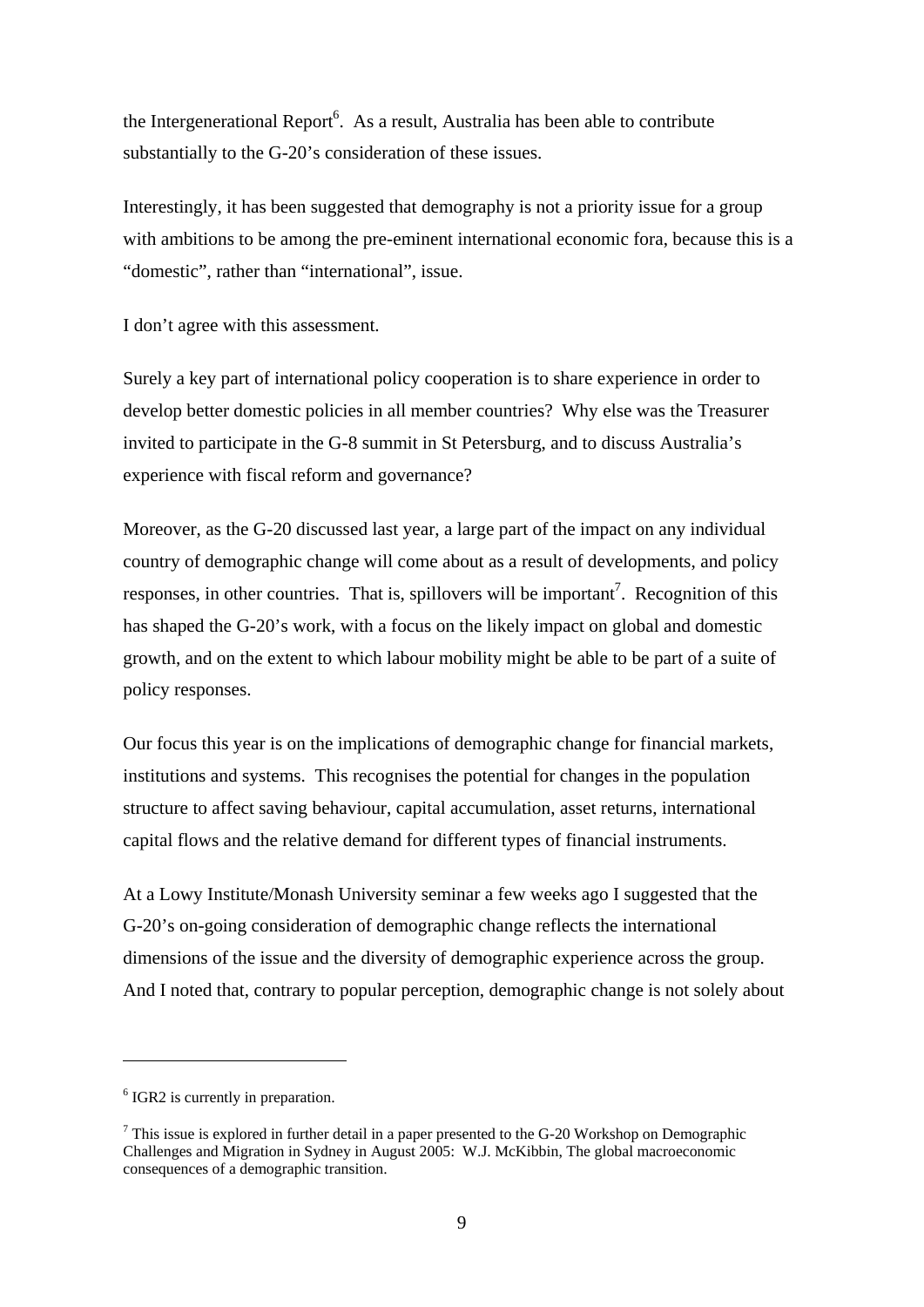the Intergenerational Report[6]. As a result, Australia has been able to contribute substantially to the G-20's consideration of these issues.

Interestingly, it has been suggested that demography is not a priority issue for a group with ambitions to be among the pre-eminent international economic fora, because this is a "domestic", rather than "international", issue.

I don't agree with this assessment.

Surely a key part of international policy cooperation is to share experience in order to develop better domestic policies in all member countries? Why else was the Treasurer invited to participate in the G-8 summit in St Petersburg, and to discuss Australia's experience with fiscal reform and governance?

Moreover, as the G-20 discussed last year, a large part of the impact on any individual country of demographic change will come about as a result of developments, and policy responses, in other countries. That is, spillovers will be important[7]. Recognition of this has shaped the G-20's work, with a focus on the likely impact on global and domestic growth, and on the extent to which labour mobility might be able to be part of a suite of policy responses.

Our focus this year is on the implications of demographic change for financial markets, institutions and systems. This recognises the potential for changes in the population structure to affect saving behaviour, capital accumulation, asset returns, international capital flows and the relative demand for different types of financial instruments.

At a Lowy Institute/Monash University seminar a few weeks ago I suggested that the G-20's on-going consideration of demographic change reflects the international dimensions of the issue and the diversity of demographic experience across the group. And I noted that, contrary to popular perception, demographic change is not solely about

---

[6] IGR2 is currently in preparation.

[7] This issue is explored in further detail in a paper presented to the G-20 Workshop on Demographic Challenges and Migration in Sydney in August 2005: W.J. McKibbin, The global macroeconomic consequences of a demographic transition.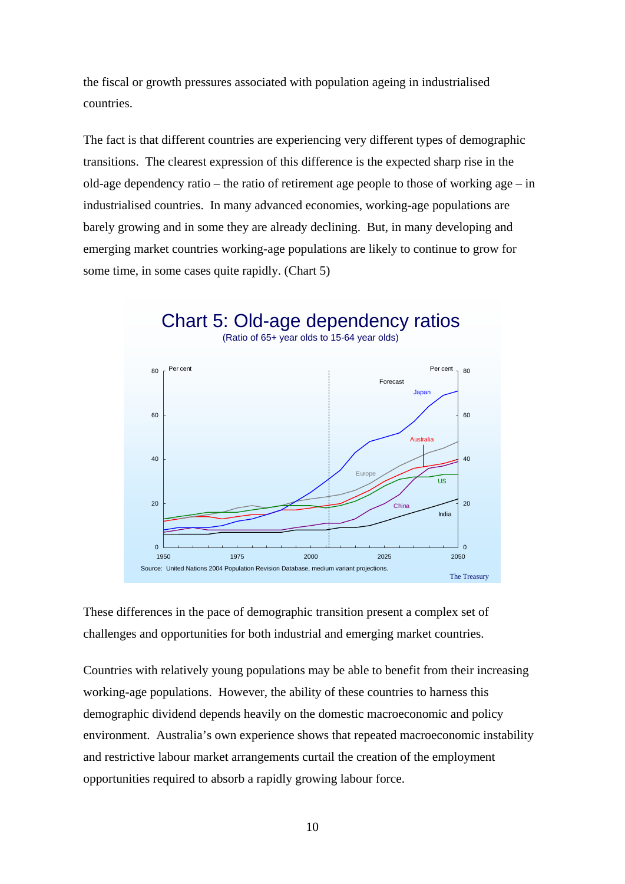the fiscal or growth pressures associated with population ageing in industrialised countries.

The fact is that different countries are experiencing very different types of demographic transitions. The clearest expression of this difference is the expected sharp rise in the old-age dependency ratio – the ratio of retirement age people to those of working age – in industrialised countries. In many advanced economies, working-age populations are barely growing and in some they are already declining. But, in many developing and emerging market countries working-age populations are likely to continue to grow for some time, in some cases quite rapidly. (Chart 5)

**Chart 5: Old-age dependency ratios**

(Ratio of 65+ year olds to 15-64 year olds)

Source: United Nations 2004 Population Revision Database, medium variant projections.

The Treasury

These differences in the pace of demographic transition present a complex set of challenges and opportunities for both industrial and emerging market countries.

Countries with relatively young populations may be able to benefit from their increasing working-age populations. However, the ability of these countries to harness this demographic dividend depends heavily on the domestic macroeconomic and policy environment. Australia's own experience shows that repeated macroeconomic instability and restrictive labour market arrangements curtail the creation of the employment opportunities required to absorb a rapidly growing labour force.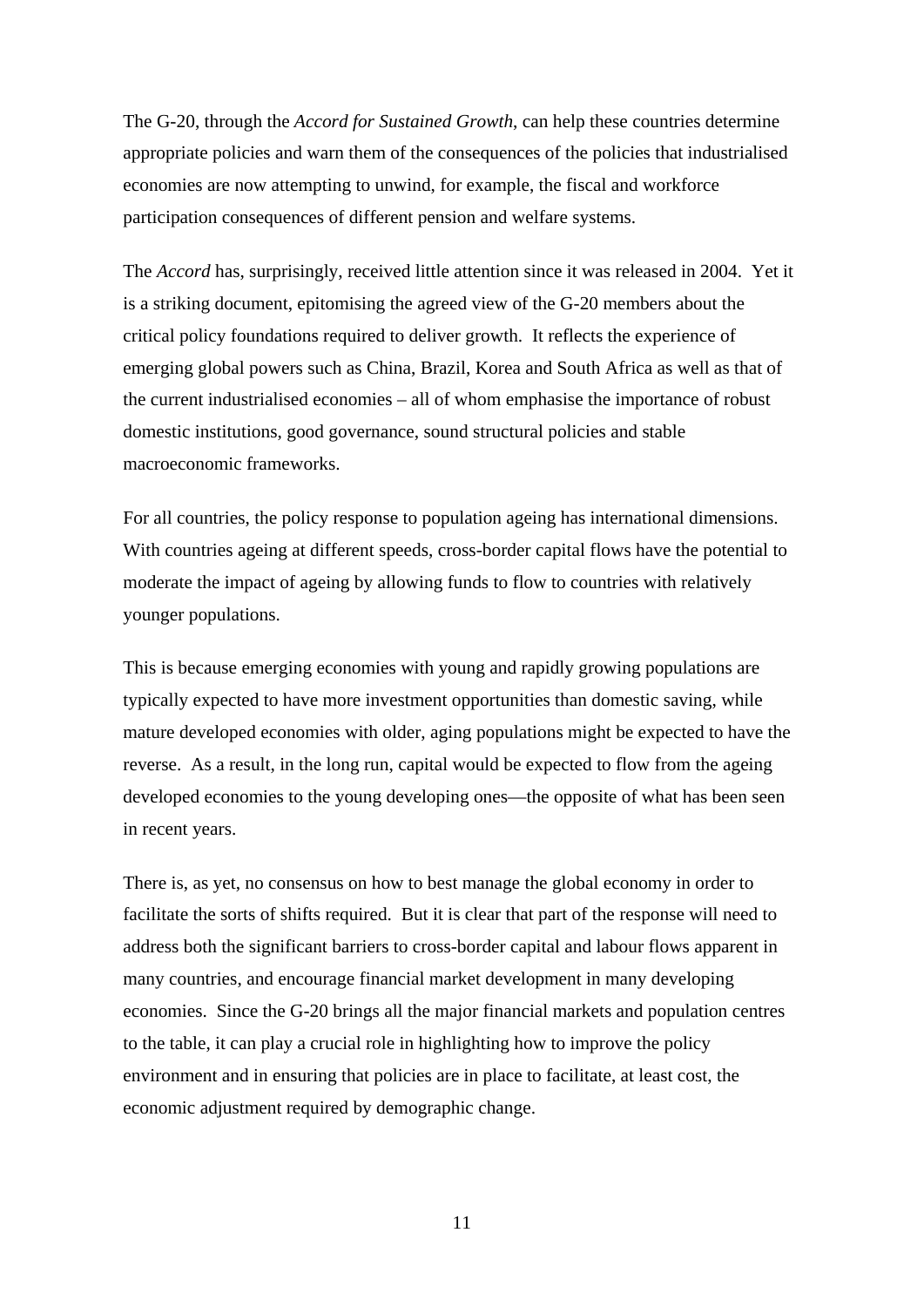The G-20, through the *Accord for Sustained Growth*, can help these countries determine appropriate policies and warn them of the consequences of the policies that industrialised economies are now attempting to unwind, for example, the fiscal and workforce participation consequences of different pension and welfare systems.

The *Accord* has, surprisingly, received little attention since it was released in 2004. Yet it is a striking document, epitomising the agreed view of the G-20 members about the critical policy foundations required to deliver growth. It reflects the experience of emerging global powers such as China, Brazil, Korea and South Africa as well as that of the current industrialised economies – all of whom emphasise the importance of robust domestic institutions, good governance, sound structural policies and stable macroeconomic frameworks.

For all countries, the policy response to population ageing has international dimensions. With countries ageing at different speeds, cross-border capital flows have the potential to moderate the impact of ageing by allowing funds to flow to countries with relatively younger populations.

This is because emerging economies with young and rapidly growing populations are typically expected to have more investment opportunities than domestic saving, while mature developed economies with older, aging populations might be expected to have the reverse. As a result, in the long run, capital would be expected to flow from the ageing developed economies to the young developing ones—the opposite of what has been seen in recent years.

There is, as yet, no consensus on how to best manage the global economy in order to facilitate the sorts of shifts required. But it is clear that part of the response will need to address both the significant barriers to cross-border capital and labour flows apparent in many countries, and encourage financial market development in many developing economies. Since the G-20 brings all the major financial markets and population centres to the table, it can play a crucial role in highlighting how to improve the policy environment and in ensuring that policies are in place to facilitate, at least cost, the economic adjustment required by demographic change.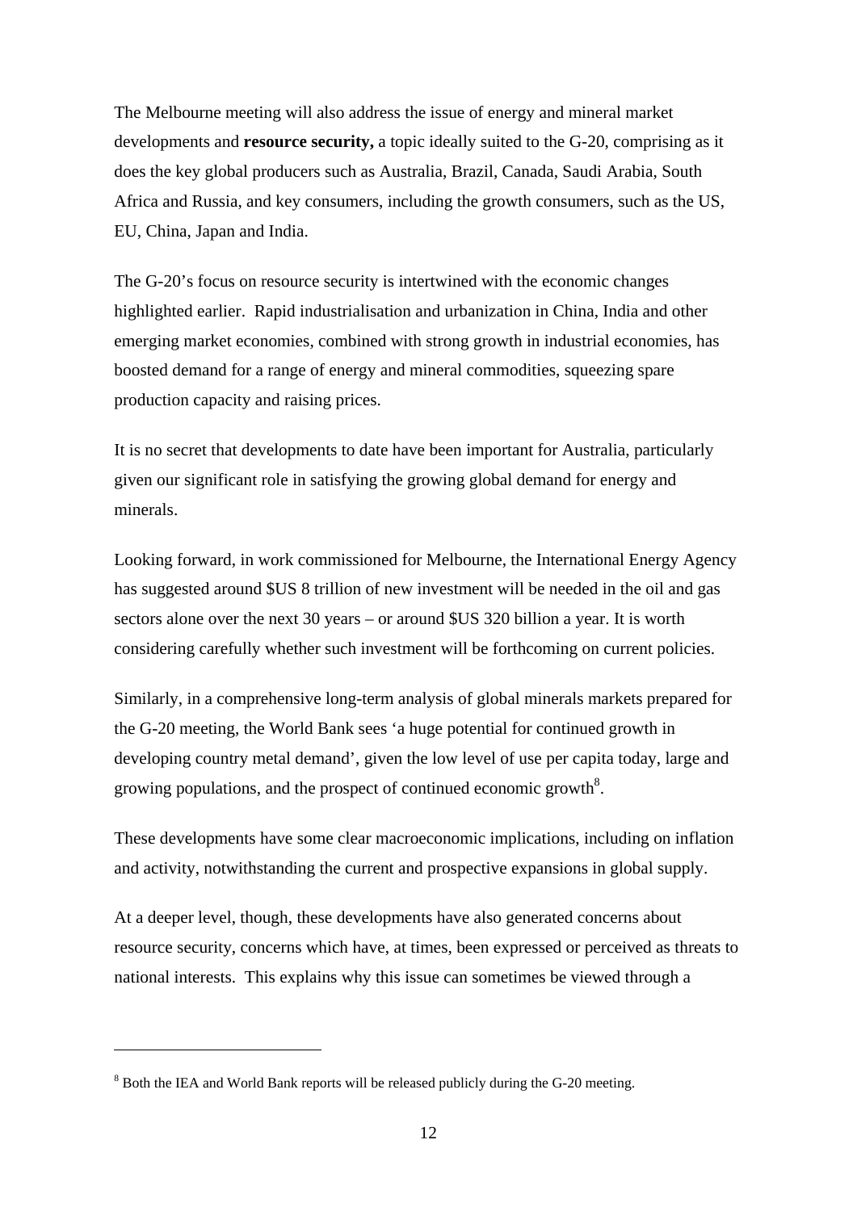The Melbourne meeting will also address the issue of energy and mineral market developments and **resource security,** a topic ideally suited to the G-20, comprising as it does the key global producers such as Australia, Brazil, Canada, Saudi Arabia, South Africa and Russia, and key consumers, including the growth consumers, such as the US, EU, China, Japan and India.

The G-20's focus on resource security is intertwined with the economic changes highlighted earlier. Rapid industrialisation and urbanization in China, India and other emerging market economies, combined with strong growth in industrial economies, has boosted demand for a range of energy and mineral commodities, squeezing spare production capacity and raising prices.

It is no secret that developments to date have been important for Australia, particularly given our significant role in satisfying the growing global demand for energy and minerals.

Looking forward, in work commissioned for Melbourne, the International Energy Agency has suggested around $US 8 trillion of new investment will be needed in the oil and gas sectors alone over the next 30 years – or around $US 320 billion a year. It is worth considering carefully whether such investment will be forthcoming on current policies.

Similarly, in a comprehensive long-term analysis of global minerals markets prepared for the G-20 meeting, the World Bank sees 'a huge potential for continued growth in developing country metal demand', given the low level of use per capita today, large and growing populations, and the prospect of continued economic growth[8].

These developments have some clear macroeconomic implications, including on inflation and activity, notwithstanding the current and prospective expansions in global supply.

At a deeper level, though, these developments have also generated concerns about resource security, concerns which have, at times, been expressed or perceived as threats to national interests. This explains why this issue can sometimes be viewed through a

---

[8] Both the IEA and World Bank reports will be released publicly during the G-20 meeting.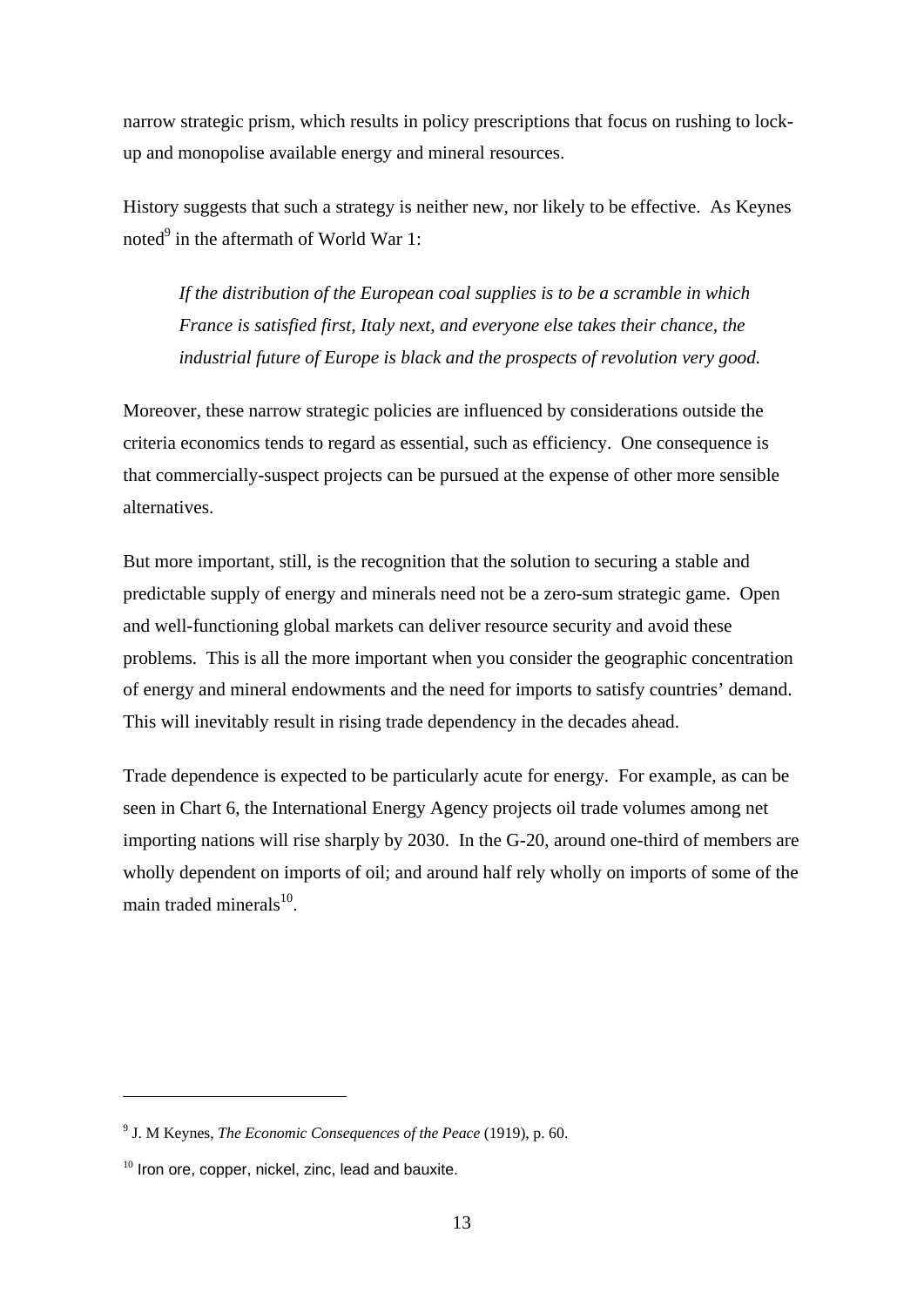narrow strategic prism, which results in policy prescriptions that focus on rushing to lock-up and monopolise available energy and mineral resources.

History suggests that such a strategy is neither new, nor likely to be effective. As Keynes noted[9] in the aftermath of World War 1:

> *If the distribution of the European coal supplies is to be a scramble in which France is satisfied first, Italy next, and everyone else takes their chance, the industrial future of Europe is black and the prospects of revolution very good.*

Moreover, these narrow strategic policies are influenced by considerations outside the criteria economics tends to regard as essential, such as efficiency. One consequence is that commercially-suspect projects can be pursued at the expense of other more sensible alternatives.

But more important, still, is the recognition that the solution to securing a stable and predictable supply of energy and minerals need not be a zero-sum strategic game. Open and well-functioning global markets can deliver resource security and avoid these problems. This is all the more important when you consider the geographic concentration of energy and mineral endowments and the need for imports to satisfy countries' demand. This will inevitably result in rising trade dependency in the decades ahead.

Trade dependence is expected to be particularly acute for energy. For example, as can be seen in Chart 6, the International Energy Agency projects oil trade volumes among net importing nations will rise sharply by 2030. In the G-20, around one-third of members are wholly dependent on imports of oil; and around half rely wholly on imports of some of the main traded minerals[10].

---

[9] J. M Keynes, *The Economic Consequences of the Peace* (1919), p. 60.

[10] Iron ore, copper, nickel, zinc, lead and bauxite.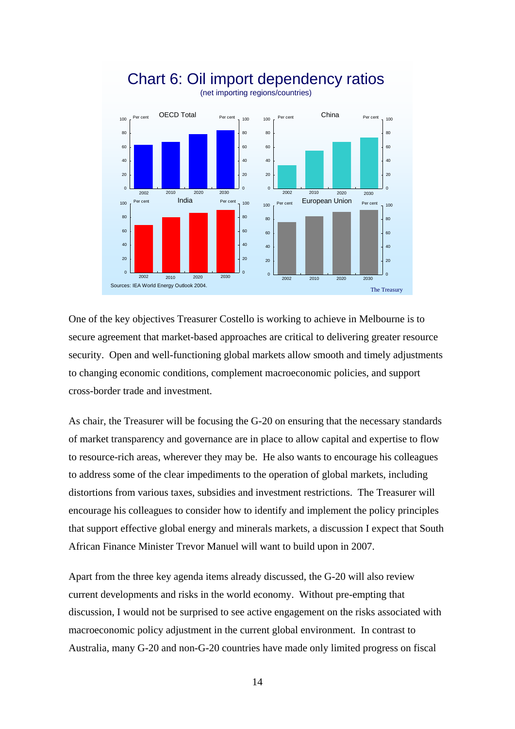Chart 6: Oil import dependency ratios
(net importing regions/countries)

Sources: IEA World Energy Outlook 2004.

One of the key objectives Treasurer Costello is working to achieve in Melbourne is to secure agreement that market-based approaches are critical to delivering greater resource security. Open and well-functioning global markets allow smooth and timely adjustments to changing economic conditions, complement macroeconomic policies, and support cross-border trade and investment.

As chair, the Treasurer will be focusing the G-20 on ensuring that the necessary standards of market transparency and governance are in place to allow capital and expertise to flow to resource-rich areas, wherever they may be. He also wants to encourage his colleagues to address some of the clear impediments to the operation of global markets, including distortions from various taxes, subsidies and investment restrictions. The Treasurer will encourage his colleagues to consider how to identify and implement the policy principles that support effective global energy and minerals markets, a discussion I expect that South African Finance Minister Trevor Manuel will want to build upon in 2007.

Apart from the three key agenda items already discussed, the G-20 will also review current developments and risks in the world economy. Without pre-empting that discussion, I would not be surprised to see active engagement on the risks associated with macroeconomic policy adjustment in the current global environment. In contrast to Australia, many G-20 and non-G-20 countries have made only limited progress on fiscal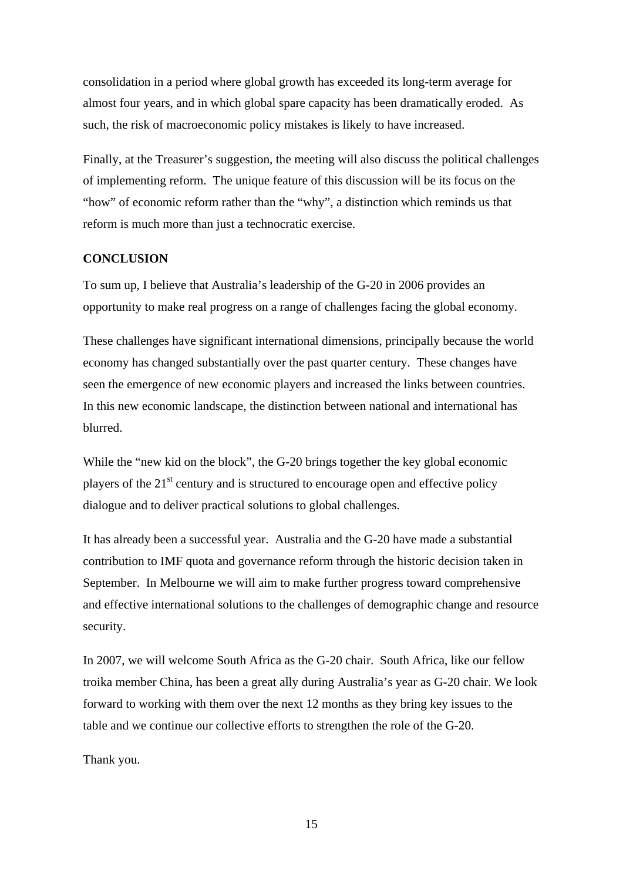consolidation in a period where global growth has exceeded its long-term average for almost four years, and in which global spare capacity has been dramatically eroded. As such, the risk of macroeconomic policy mistakes is likely to have increased.

Finally, at the Treasurer's suggestion, the meeting will also discuss the political challenges of implementing reform. The unique feature of this discussion will be its focus on the "how" of economic reform rather than the "why", a distinction which reminds us that reform is much more than just a technocratic exercise.

**CONCLUSION**

To sum up, I believe that Australia's leadership of the G-20 in 2006 provides an opportunity to make real progress on a range of challenges facing the global economy.

These challenges have significant international dimensions, principally because the world economy has changed substantially over the past quarter century. These changes have seen the emergence of new economic players and increased the links between countries. In this new economic landscape, the distinction between national and international has blurred.

While the "new kid on the block", the G-20 brings together the key global economic players of the 21st century and is structured to encourage open and effective policy dialogue and to deliver practical solutions to global challenges.

It has already been a successful year. Australia and the G-20 have made a substantial contribution to IMF quota and governance reform through the historic decision taken in September. In Melbourne we will aim to make further progress toward comprehensive and effective international solutions to the challenges of demographic change and resource security.

In 2007, we will welcome South Africa as the G-20 chair. South Africa, like our fellow troika member China, has been a great ally during Australia's year as G-20 chair. We look forward to working with them over the next 12 months as they bring key issues to the table and we continue our collective efforts to strengthen the role of the G-20.

Thank you.